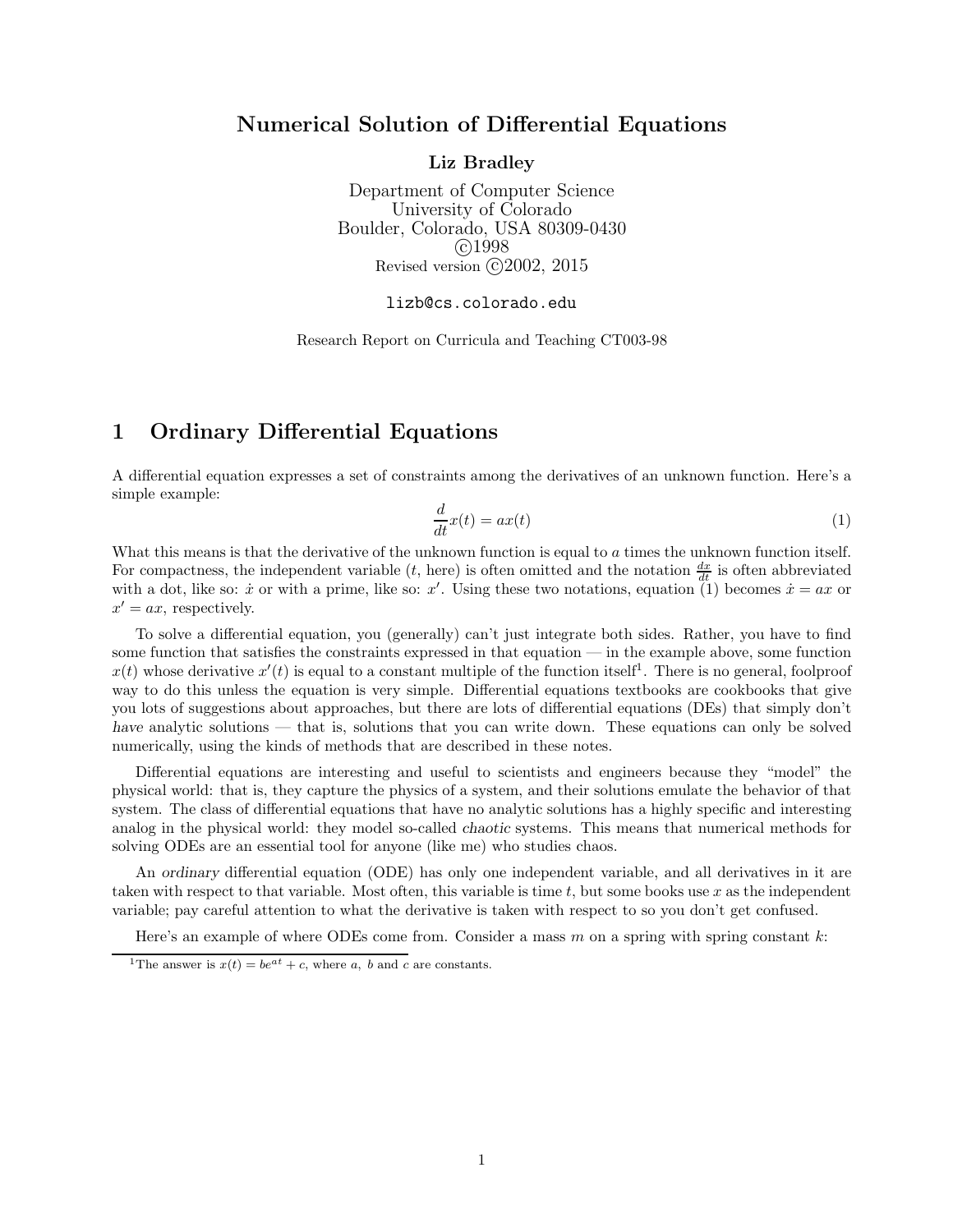# Numerical Solution of Differential Equations

**Liz Bradley**

Department of Computer Science
University of Colorado
Boulder, Colorado, USA 80309-0430
©1998
Revised version ©2002, 2015

lizb@cs.colorado.edu

Research Report on Curricula and Teaching CT003-98

## 1 Ordinary Differential Equations

A differential equation expresses a set of constraints among the derivatives of an unknown function. Here's a simple example:

$$\frac{d}{dt}x(t) = ax(t) \tag{1}$$

What this means is that the derivative of the unknown function is equal to $a$ times the unknown function itself. For compactness, the independent variable ($t$, here) is often omitted and the notation $\frac{dx}{dt}$ is often abbreviated with a dot, like so: $\dot{x}$ or with a prime, like so: $x'$. Using these two notations, equation (1) becomes $\dot{x} = ax$ or $x' = ax$, respectively.

To solve a differential equation, you (generally) can't just integrate both sides. Rather, you have to find some function that satisfies the constraints expressed in that equation — in the example above, some function $x(t)$ whose derivative $x'(t)$ is equal to a constant multiple of the function itself[1]. There is no general, foolproof way to do this unless the equation is very simple. Differential equations textbooks are cookbooks that give you lots of suggestions about approaches, but there are lots of differential equations (DEs) that simply don't *have* analytic solutions — that is, solutions that you can write down. These equations can only be solved numerically, using the kinds of methods that are described in these notes.

Differential equations are interesting and useful to scientists and engineers because they "model" the physical world: that is, they capture the physics of a system, and their solutions emulate the behavior of that system. The class of differential equations that have no analytic solutions has a highly specific and interesting analog in the physical world: they model so-called *chaotic* systems. This means that numerical methods for solving ODEs are an essential tool for anyone (like me) who studies chaos.

An *ordinary* differential equation (ODE) has only one independent variable, and all derivatives in it are taken with respect to that variable. Most often, this variable is time $t$, but some books use $x$ as the independent variable; pay careful attention to what the derivative is taken with respect to so you don't get confused.

Here's an example of where ODEs come from. Consider a mass $m$ on a spring with spring constant $k$:

---

[1] The answer is $x(t) = be^{at} + c$, where $a$, $b$ and $c$ are constants.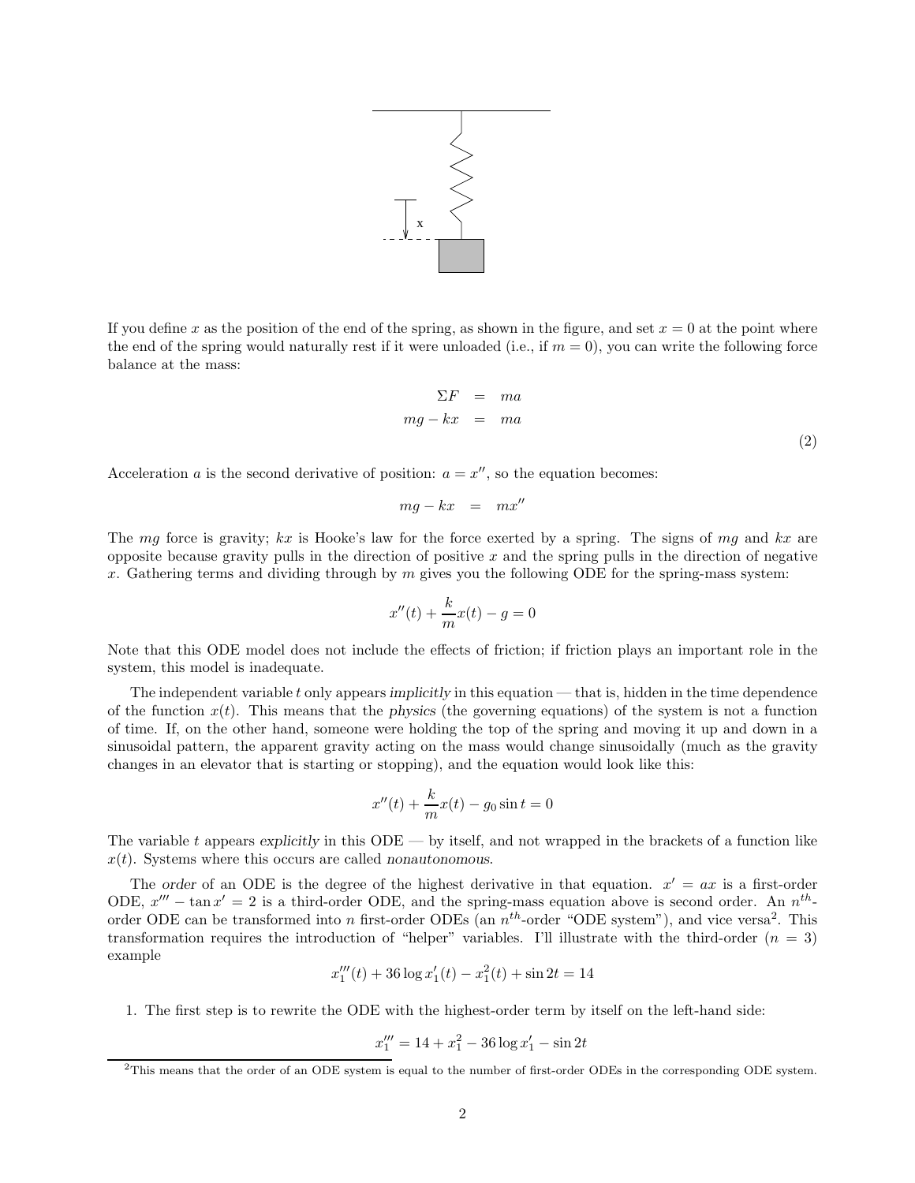If you define $x$ as the position of the end of the spring, as shown in the figure, and set $x = 0$ at the point where the end of the spring would naturally rest if it were unloaded (i.e., if $m = 0$), you can write the following force balance at the mass:

$$
\begin{aligned}
\Sigma F &= ma \\
mg - kx &= ma
\end{aligned}
\tag{2}
$$

Acceleration $a$ is the second derivative of position: $a = x''$, so the equation becomes:

$$mg - kx = mx''$$

The $mg$ force is gravity; $kx$ is Hooke's law for the force exerted by a spring. The signs of $mg$ and $kx$ are opposite because gravity pulls in the direction of positive $x$ and the spring pulls in the direction of negative $x$. Gathering terms and dividing through by $m$ gives you the following ODE for the spring-mass system:

$$x''(t) + \frac{k}{m}x(t) - g = 0$$

Note that this ODE model does not include the effects of friction; if friction plays an important role in the system, this model is inadequate.

The independent variable $t$ only appears *implicitly* in this equation — that is, hidden in the time dependence of the function $x(t)$. This means that the *physics* (the governing equations) of the system is not a function of time. If, on the other hand, someone were holding the top of the spring and moving it up and down in a sinusoidal pattern, the apparent gravity acting on the mass would change sinusoidally (much as the gravity changes in an elevator that is starting or stopping), and the equation would look like this:

$$x''(t) + \frac{k}{m}x(t) - g_0 \sin t = 0$$

The variable $t$ appears *explicitly* in this ODE — by itself, and not wrapped in the brackets of a function like $x(t)$. Systems where this occurs are called *nonautonomous*.

The *order* of an ODE is the degree of the highest derivative in that equation. $x' = ax$ is a first-order ODE, $x''' - \tan x' = 2$ is a third-order ODE, and the spring-mass equation above is second order. An $n^{th}$-order ODE can be transformed into $n$ first-order ODEs (an $n^{th}$-order "ODE system"), and vice versa[2]. This transformation requires the introduction of "helper" variables. I'll illustrate with the third-order ($n = 3$) example

$$x_1'''(t) + 36 \log x_1'(t) - x_1^2(t) + \sin 2t = 14$$

1. The first step is to rewrite the ODE with the highest-order term by itself on the left-hand side:

$$x_1''' = 14 + x_1^2 - 36 \log x_1' - \sin 2t$$

[2]This means that the order of an ODE system is equal to the number of first-order ODEs in the corresponding ODE system.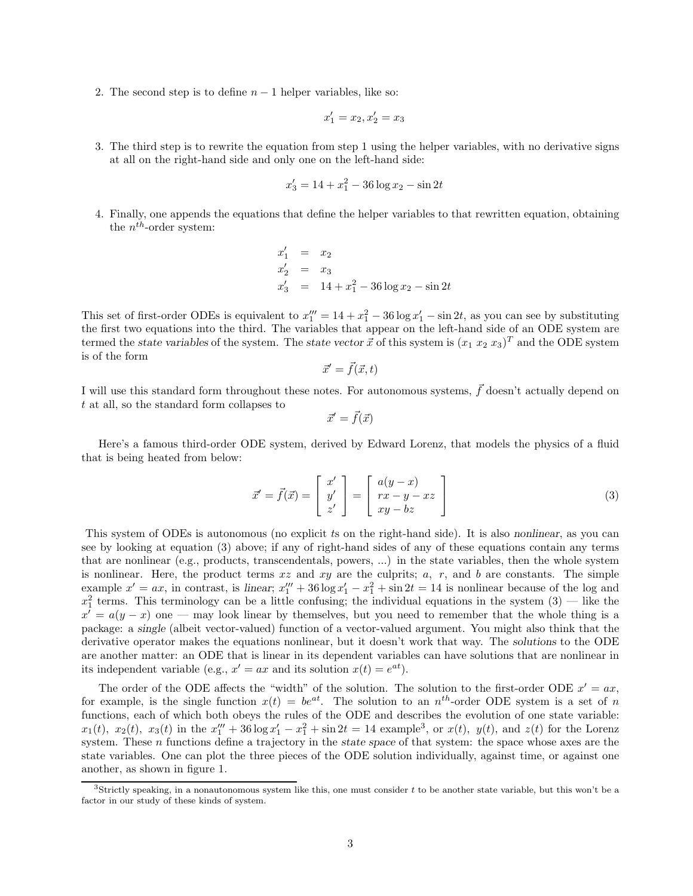2. The second step is to define $n-1$ helper variables, like so:

$$x_1' = x_2, x_2' = x_3$$

3. The third step is to rewrite the equation from step 1 using the helper variables, with no derivative signs at all on the right-hand side and only one on the left-hand side:

$$x_3' = 14 + x_1^2 - 36 \log x_2 - \sin 2t$$

4. Finally, one appends the equations that define the helper variables to that rewritten equation, obtaining the $n^{th}$-order system:

$$\begin{aligned} x_1' &= x_2 \\ x_2' &= x_3 \\ x_3' &= 14 + x_1^2 - 36 \log x_2 - \sin 2t \end{aligned}$$

This set of first-order ODEs is equivalent to $x_1''' = 14 + x_1^2 - 36 \log x_1' - \sin 2t$, as you can see by substituting the first two equations into the third. The variables that appear on the left-hand side of an ODE system are termed the *state variables* of the system. The *state vector* $\vec{x}$ of this system is $(x_1 \; x_2 \; x_3)^T$ and the ODE system is of the form

$$\vec{x}' = \vec{f}(\vec{x}, t)$$

I will use this standard form throughout these notes. For autonomous systems, $\vec{f}$ doesn't actually depend on $t$ at all, so the standard form collapses to

$$\vec{x}' = \vec{f}(\vec{x})$$

Here's a famous third-order ODE system, derived by Edward Lorenz, that models the physics of a fluid that is being heated from below:

$$\vec{x}' = \vec{f}(\vec{x}) = \begin{bmatrix} x' \\ y' \\ z' \end{bmatrix} = \begin{bmatrix} a(y-x) \\ rx - y - xz \\ xy - bz \end{bmatrix} \tag{3}$$

This system of ODEs is autonomous (no explicit $t$s on the right-hand side). It is also *nonlinear*, as you can see by looking at equation (3) above; if any of right-hand sides of any of these equations contain any terms that are nonlinear (e.g., products, transcendentals, powers, ...) in the state variables, then the whole system is nonlinear. Here, the product terms $xz$ and $xy$ are the culprits; $a$, $r$, and $b$ are constants. The simple example $x' = ax$, in contrast, is *linear*; $x_1''' + 36 \log x_1' - x_1^2 + \sin 2t = 14$ is nonlinear because of the log and $x_1^2$ terms. This terminology can be a little confusing; the individual equations in the system (3) — like the $x' = a(y-x)$ one — may look linear by themselves, but you need to remember that the whole thing is a package: a *single* (albeit vector-valued) function of a vector-valued argument. You might also think that the derivative operator makes the equations nonlinear, but it doesn't work that way. The *solutions* to the ODE are another matter: an ODE that is linear in its dependent variables can have solutions that are nonlinear in its independent variable (e.g., $x' = ax$ and its solution $x(t) = e^{at}$).

The order of the ODE affects the "width" of the solution. The solution to the first-order ODE $x' = ax$, for example, is the single function $x(t) = be^{at}$. The solution to an $n^{th}$-order ODE system is a set of $n$ functions, each of which both obeys the rules of the ODE and describes the evolution of one state variable: $x_1(t), \; x_2(t), \; x_3(t)$ in the $x_1''' + 36 \log x_1' - x_1^2 + \sin 2t = 14$ example[3], or $x(t), \; y(t)$, and $z(t)$ for the Lorenz system. These $n$ functions define a trajectory in the *state space* of that system: the space whose axes are the state variables. One can plot the three pieces of the ODE solution individually, against time, or against one another, as shown in figure 1.

[3] Strictly speaking, in a nonautonomous system like this, one must consider $t$ to be another state variable, but this won't be a factor in our study of these kinds of system.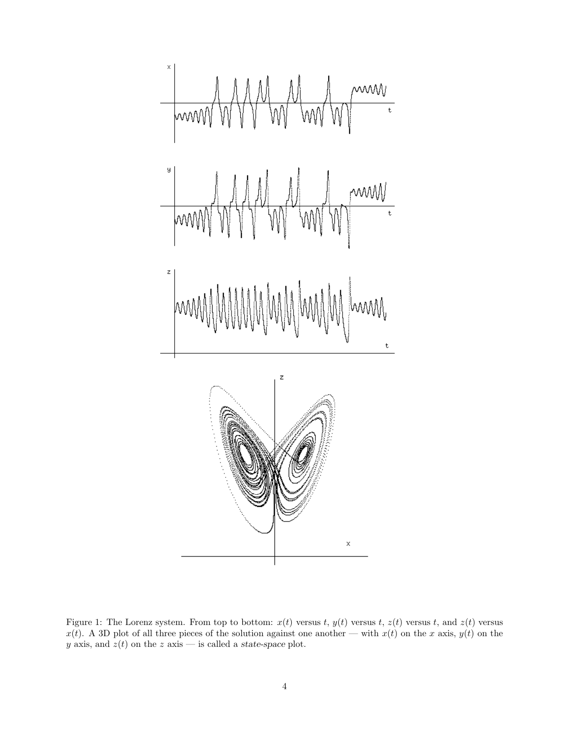Figure 1: The Lorenz system. From top to bottom: $x(t)$ versus $t$, $y(t)$ versus $t$, $z(t)$ versus $t$, and $z(t)$ versus $x(t)$. A 3D plot of all three pieces of the solution against one another — with $x(t)$ on the $x$ axis, $y(t)$ on the $y$ axis, and $z(t)$ on the $z$ axis — is called a *state-space* plot.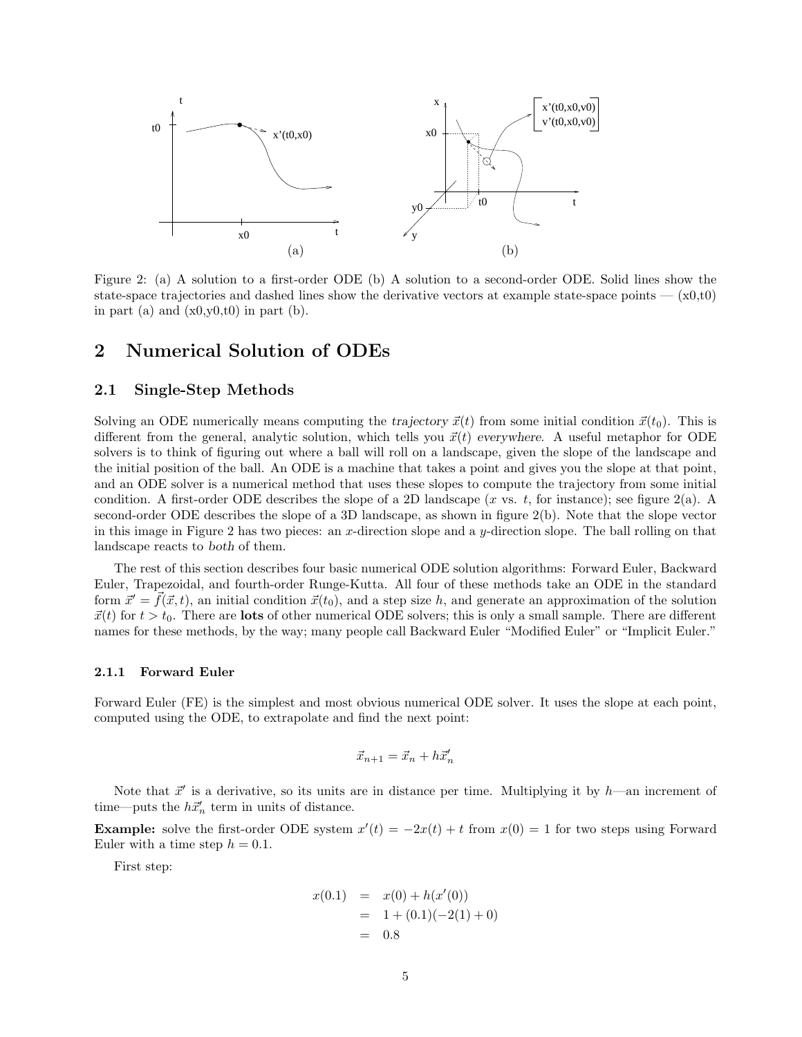Figure 2: (a) A solution to a first-order ODE (b) A solution to a second-order ODE. Solid lines show the state-space trajectories and dashed lines show the derivative vectors at example state-space points — (x0,t0) in part (a) and (x0,y0,t0) in part (b).

## 2 Numerical Solution of ODEs

### 2.1 Single-Step Methods

Solving an ODE numerically means computing the *trajectory* $\vec{x}(t)$ from some initial condition $\vec{x}(t_0)$. This is different from the general, analytic solution, which tells you $\vec{x}(t)$ *everywhere*. A useful metaphor for ODE solvers is to think of figuring out where a ball will roll on a landscape, given the slope of the landscape and the initial position of the ball. An ODE is a machine that takes a point and gives you the slope at that point, and an ODE solver is a numerical method that uses these slopes to compute the trajectory from some initial condition. A first-order ODE describes the slope of a 2D landscape ($x$ vs. $t$, for instance); see figure 2(a). A second-order ODE describes the slope of a 3D landscape, as shown in figure 2(b). Note that the slope vector in this image in Figure 2 has two pieces: an $x$-direction slope and a $y$-direction slope. The ball rolling on that landscape reacts to *both* of them.

The rest of this section describes four basic numerical ODE solution algorithms: Forward Euler, Backward Euler, Trapezoidal, and fourth-order Runge-Kutta. All four of these methods take an ODE in the standard form $\vec{x}' = \vec{f}(\vec{x}, t)$, an initial condition $\vec{x}(t_0)$, and a step size $h$, and generate an approximation of the solution $\vec{x}(t)$ for $t > t_0$. There are **lots** of other numerical ODE solvers; this is only a small sample. There are different names for these methods, by the way; many people call Backward Euler "Modified Euler" or "Implicit Euler."

#### 2.1.1 Forward Euler

Forward Euler (FE) is the simplest and most obvious numerical ODE solver. It uses the slope at each point, computed using the ODE, to extrapolate and find the next point:

$$\vec{x}_{n+1} = \vec{x}_n + h\vec{x}'_n$$

Note that $\vec{x}'$ is a derivative, so its units are in distance per time. Multiplying it by $h$—an increment of time—puts the $h\vec{x}'_n$ term in units of distance.

**Example:** solve the first-order ODE system $x'(t) = -2x(t) + t$ from $x(0) = 1$ for two steps using Forward Euler with a time step $h = 0.1$.

First step:

$$\begin{aligned} x(0.1) &= x(0) + h(x'(0)) \\ &= 1 + (0.1)(-2(1) + 0) \\ &= 0.8 \end{aligned}$$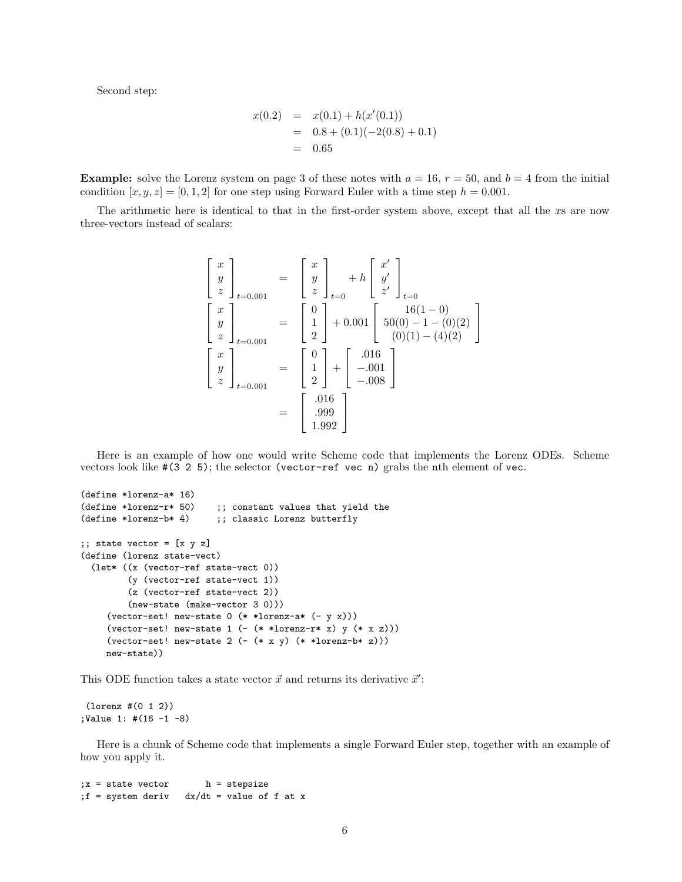Second step:

$$
\begin{aligned}
x(0.2) &= x(0.1) + h(x'(0.1)) \\
&= 0.8 + (0.1)(-2(0.8) + 0.1) \\
&= 0.65
\end{aligned}
$$

**Example:** solve the Lorenz system on page 3 of these notes with $a = 16$, $r = 50$, and $b = 4$ from the initial condition $[x, y, z] = [0, 1, 2]$ for one step using Forward Euler with a time step $h = 0.001$.

The arithmetic here is identical to that in the first-order system above, except that all the $x$s are now three-vectors instead of scalars:

$$
\begin{aligned}
\begin{bmatrix} x \\ y \\ z \end{bmatrix}_{t=0.001} &= \begin{bmatrix} x \\ y \\ z \end{bmatrix}_{t=0} + h \begin{bmatrix} x' \\ y' \\ z' \end{bmatrix}_{t=0} \\
\begin{bmatrix} x \\ y \\ z \end{bmatrix}_{t=0.001} &= \begin{bmatrix} 0 \\ 1 \\ 2 \end{bmatrix} + 0.001 \begin{bmatrix} 16(1-0) \\ 50(0) - 1 - (0)(2) \\ (0)(1) - (4)(2) \end{bmatrix} \\
\begin{bmatrix} x \\ y \\ z \end{bmatrix}_{t=0.001} &= \begin{bmatrix} 0 \\ 1 \\ 2 \end{bmatrix} + \begin{bmatrix} .016 \\ -.001 \\ -.008 \end{bmatrix} \\
&= \begin{bmatrix} .016 \\ .999 \\ 1.992 \end{bmatrix}
\end{aligned}
$$

Here is an example of how one would write Scheme code that implements the Lorenz ODEs. Scheme vectors look like `#(3 2 5)`; the selector `(vector-ref vec n)` grabs the `n`th element of `vec`.

```
(define *lorenz-a* 16)
(define *lorenz-r* 50)    ;; constant values that yield the
(define *lorenz-b* 4)     ;; classic Lorenz butterfly

;; state vector = [x y z]
(define (lorenz state-vect)
  (let* ((x (vector-ref state-vect 0))
         (y (vector-ref state-vect 1))
         (z (vector-ref state-vect 2))
         (new-state (make-vector 3 0)))
     (vector-set! new-state 0 (* *lorenz-a* (- y x)))
     (vector-set! new-state 1 (- (* *lorenz-r* x) y (* x z)))
     (vector-set! new-state 2 (- (* x y) (* *lorenz-b* z)))
     new-state))
```

This ODE function takes a state vector $\vec{x}$ and returns its derivative $\vec{x}'$:

```
 (lorenz #(0 1 2))
;Value 1: #(16 -1 -8)
```

Here is a chunk of Scheme code that implements a single Forward Euler step, together with an example of how you apply it.

```
;x = state vector       h = stepsize
;f = system deriv   dx/dt = value of f at x
```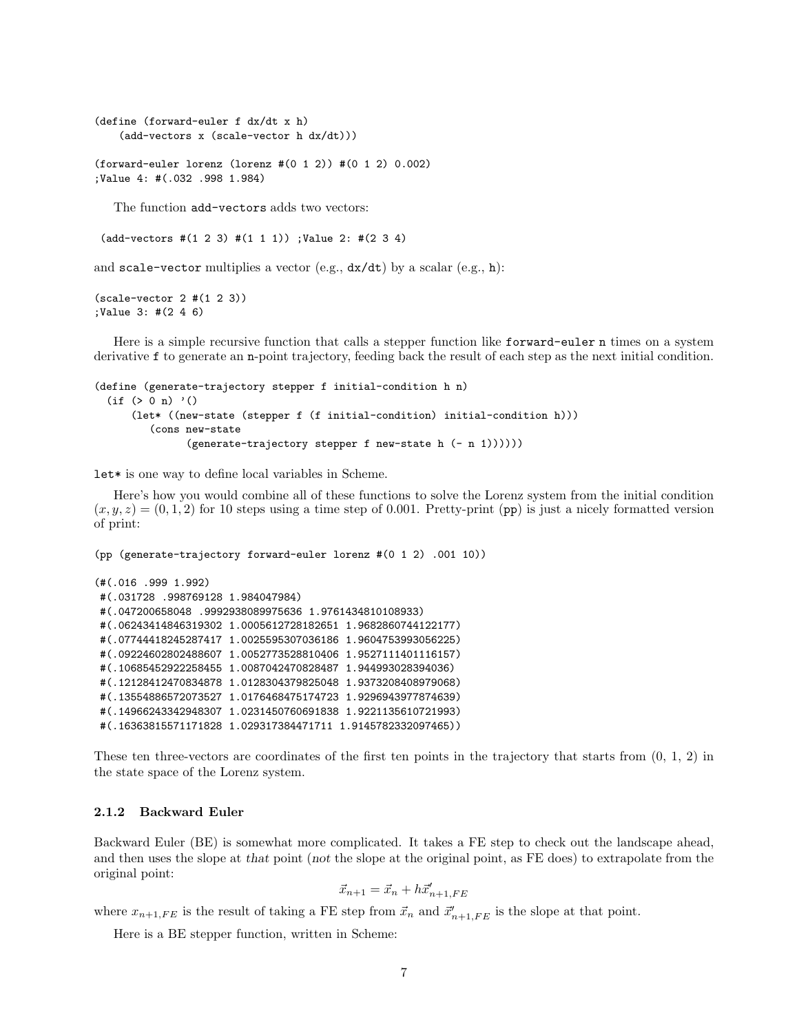```
(define (forward-euler f dx/dt x h)
    (add-vectors x (scale-vector h dx/dt)))

(forward-euler lorenz (lorenz #(0 1 2)) #(0 1 2) 0.002)
;Value 4: #(.032 .998 1.984)
```

The function `add-vectors` adds two vectors:

```
 (add-vectors #(1 2 3) #(1 1 1)) ;Value 2: #(2 3 4)
```

and `scale-vector` multiplies a vector (e.g., `dx/dt`) by a scalar (e.g., `h`):

```
(scale-vector 2 #(1 2 3))
;Value 3: #(2 4 6)
```

Here is a simple recursive function that calls a stepper function like `forward-euler` `n` times on a system derivative `f` to generate an `n`-point trajectory, feeding back the result of each step as the next initial condition.

```
(define (generate-trajectory stepper f initial-condition h n)
  (if (> 0 n) '()
      (let* ((new-state (stepper f (f initial-condition) initial-condition h)))
         (cons new-state
               (generate-trajectory stepper f new-state h (- n 1))))))
```

`let*` is one way to define local variables in Scheme.

Here's how you would combine all of these functions to solve the Lorenz system from the initial condition $(x, y, z) = (0, 1, 2)$ for 10 steps using a time step of 0.001. Pretty-print (`pp`) is just a nicely formatted version of print:

```
(pp (generate-trajectory forward-euler lorenz #(0 1 2) .001 10))

(#(.016 .999 1.992)
 #(.031728 .998769128 1.984047984)
 #(.047200658048 .9992938089975636 1.9761434810108933)
 #(.06243414846319302 1.0005612728182651 1.9682860744122177)
 #(.07744418245287417 1.0025595307036186 1.9604753993056225)
 #(.09224602802488607 1.0052773528810406 1.9527111401116157)
 #(.10685452922258455 1.0087042470828487 1.944993028394036)
 #(.12128412470834878 1.0128304379825048 1.9373208408979068)
 #(.13554886572073527 1.0176468475174723 1.9296943977874639)
 #(.14966243342948307 1.0231450760691838 1.9221135610721993)
 #(.16363815571171828 1.029317384471711 1.9145782332097465))
```

These ten three-vectors are coordinates of the first ten points in the trajectory that starts from (0, 1, 2) in the state space of the Lorenz system.

### 2.1.2 Backward Euler

Backward Euler (BE) is somewhat more complicated. It takes a FE step to check out the landscape ahead, and then uses the slope at *that* point (*not* the slope at the original point, as FE does) to extrapolate from the original point:

$$\vec{x}_{n+1} = \vec{x}_n + h\vec{x}'_{n+1,FE}$$

where $x_{n+1,FE}$ is the result of taking a FE step from $\vec{x}_n$ and $\vec{x}'_{n+1,FE}$ is the slope at that point.

Here is a BE stepper function, written in Scheme: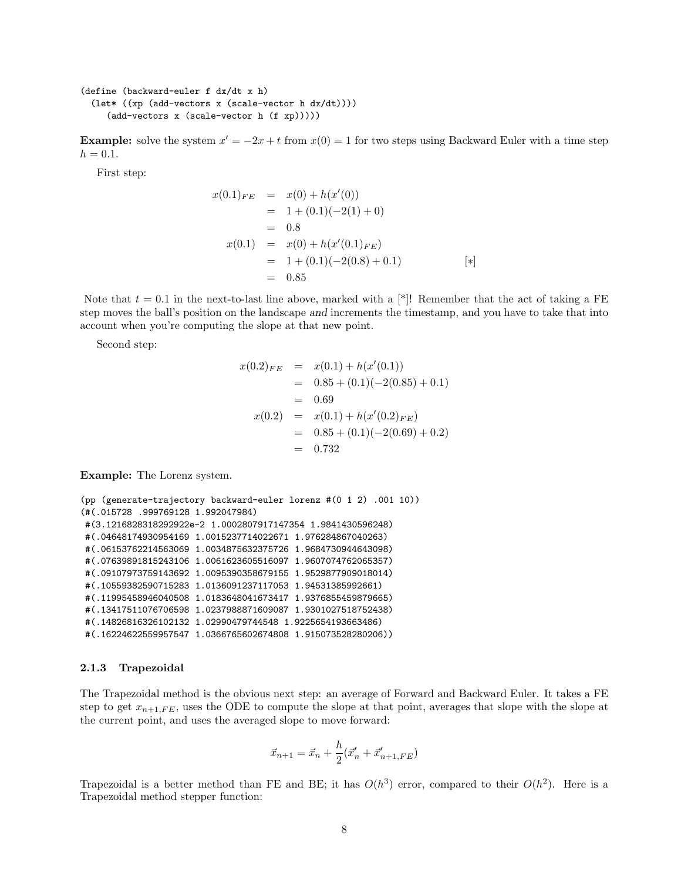```
(define (backward-euler f dx/dt x h)
  (let* ((xp (add-vectors x (scale-vector h dx/dt))))
     (add-vectors x (scale-vector h (f xp)))))
```

**Example:** solve the system $x' = -2x + t$ from $x(0) = 1$ for two steps using Backward Euler with a time step $h = 0.1$.

First step:

$$
\begin{aligned}
x(0.1)_{FE} &= x(0) + h(x'(0)) \\
&= 1 + (0.1)(-2(1) + 0) \\
&= 0.8 \\
x(0.1) &= x(0) + h(x'(0.1)_{FE}) \\
&= 1 + (0.1)(-2(0.8) + 0.1) \qquad [*] \\
&= 0.85
\end{aligned}
$$

Note that $t = 0.1$ in the next-to-last line above, marked with a [*]! Remember that the act of taking a FE step moves the ball's position on the landscape *and* increments the timestamp, and you have to take that into account when you're computing the slope at that new point.

Second step:

$$
\begin{aligned}
x(0.2)_{FE} &= x(0.1) + h(x'(0.1)) \\
&= 0.85 + (0.1)(-2(0.85) + 0.1) \\
&= 0.69 \\
x(0.2) &= x(0.1) + h(x'(0.2)_{FE}) \\
&= 0.85 + (0.1)(-2(0.69) + 0.2) \\
&= 0.732
\end{aligned}
$$

**Example:** The Lorenz system.

```
(pp (generate-trajectory backward-euler lorenz #(0 1 2) .001 10))
(#(.015728 .999769128 1.992047984)
 #(3.1216828318292922e-2 1.0002807917147354 1.9841430596248)
 #(.04648174930954169 1.0015237714022671 1.976284867040263)
 #(.06153762214563069 1.0034875632375726 1.9684730944643098)
 #(.07639891815243106 1.0061623605516097 1.9607074762065357)
 #(.09107973759143692 1.0095390358679155 1.9529877909018014)
 #(.10559382590715283 1.0136091237117053 1.94531385992661)
 #(.11995458946040508 1.0183648041673417 1.9376855459879665)
 #(.13417511076706598 1.0237988871609087 1.9301027518752438)
 #(.14826816326102132 1.02990479744548 1.9225654193663486)
 #(.16224622559957547 1.0366765602674808 1.915073528280206))
```

### 2.1.3 Trapezoidal

The Trapezoidal method is the obvious next step: an average of Forward and Backward Euler. It takes a FE step to get $x_{n+1,FE}$, uses the ODE to compute the slope at that point, averages that slope with the slope at the current point, and uses the averaged slope to move forward:

$$
\vec{x}_{n+1} = \vec{x}_n + \frac{h}{2}(\vec{x}'_n + \vec{x}'_{n+1,FE})
$$

Trapezoidal is a better method than FE and BE; it has $O(h^3)$ error, compared to their $O(h^2)$. Here is a Trapezoidal method stepper function: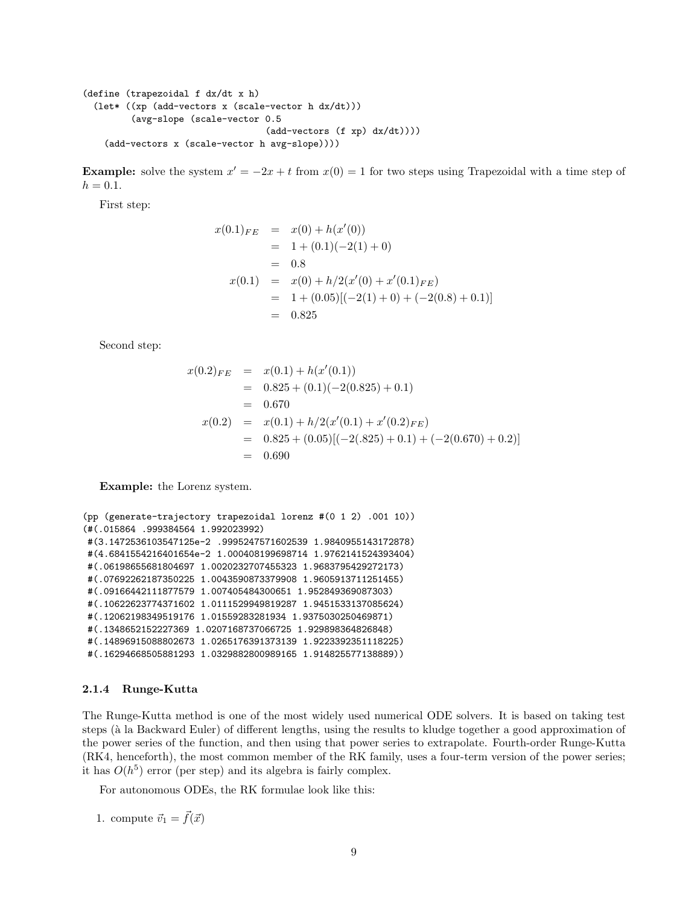```
(define (trapezoidal f dx/dt x h)
  (let* ((xp (add-vectors x (scale-vector h dx/dt)))
         (avg-slope (scale-vector 0.5
                                  (add-vectors (f xp) dx/dt))))
    (add-vectors x (scale-vector h avg-slope))))
```

**Example:** solve the system $x' = -2x + t$ from $x(0) = 1$ for two steps using Trapezoidal with a time step of $h = 0.1$.

First step:

$$
\begin{aligned}
x(0.1)_{FE} &= x(0) + h(x'(0)) \\
&= 1 + (0.1)(-2(1) + 0) \\
&= 0.8 \\
x(0.1) &= x(0) + h/2(x'(0) + x'(0.1)_{FE}) \\
&= 1 + (0.05)[(-2(1) + 0) + (-2(0.8) + 0.1)] \\
&= 0.825
\end{aligned}
$$

Second step:

$$
\begin{aligned}
x(0.2)_{FE} &= x(0.1) + h(x'(0.1)) \\
&= 0.825 + (0.1)(-2(0.825) + 0.1) \\
&= 0.670 \\
x(0.2) &= x(0.1) + h/2(x'(0.1) + x'(0.2)_{FE}) \\
&= 0.825 + (0.05)[(-2(.825) + 0.1) + (-2(0.670) + 0.2)] \\
&= 0.690
\end{aligned}
$$

**Example:** the Lorenz system.

```
(pp (generate-trajectory trapezoidal lorenz #(0 1 2) .001 10))
(#(.015864 .999384564 1.992023992)
 #(3.1472536103547125e-2 .9995247571602539 1.9840955143172878)
 #(4.6841554216401654e-2 1.000408199698714 1.9762141524393404)
 #(.06198655681804697 1.0020232707455323 1.9683795429272173)
 #(.07692262187350225 1.0043590873379908 1.9605913711251455)
 #(.09166442111877579 1.007405484300651 1.952849369087303)
 #(.10622623774371602 1.0111529949819287 1.9451533137085624)
 #(.12062198349519176 1.01559283281934 1.9375030250469871)
 #(.1348652152227369 1.0207168737066725 1.929898364826848)
 #(.14896915088802673 1.0265176391373139 1.9223392351118225)
 #(.16294668505881293 1.0329882800989165 1.914825577138889))
```

### 2.1.4 Runge-Kutta

The Runge-Kutta method is one of the most widely used numerical ODE solvers. It is based on taking test steps (à la Backward Euler) of different lengths, using the results to kludge together a good approximation of the power series of the function, and then using that power series to extrapolate. Fourth-order Runge-Kutta (RK4, henceforth), the most common member of the RK family, uses a four-term version of the power series; it has $O(h^5)$ error (per step) and its algebra is fairly complex.

For autonomous ODEs, the RK formulae look like this:

1. compute $\vec{v}_1 = \vec{f}(\vec{x})$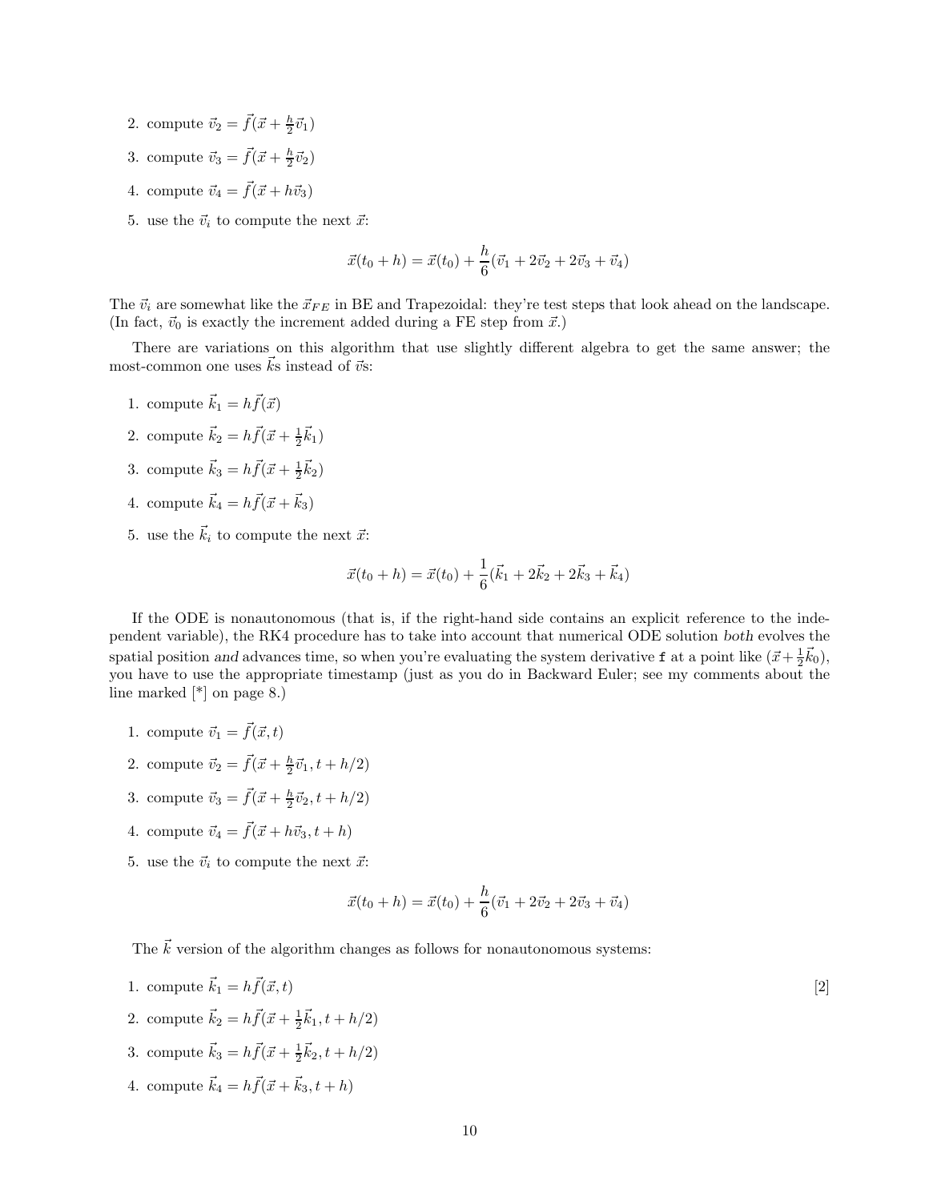2. compute $\vec{v}_2 = \vec{f}(\vec{x} + \frac{h}{2}\vec{v}_1)$
3. compute $\vec{v}_3 = \vec{f}(\vec{x} + \frac{h}{2}\vec{v}_2)$
4. compute $\vec{v}_4 = \vec{f}(\vec{x} + h\vec{v}_3)$
5. use the $\vec{v}_i$ to compute the next $\vec{x}$:

$$\vec{x}(t_0 + h) = \vec{x}(t_0) + \frac{h}{6}(\vec{v}_1 + 2\vec{v}_2 + 2\vec{v}_3 + \vec{v}_4)$$

The $\vec{v}_i$ are somewhat like the $\vec{x}_{FE}$ in BE and Trapezoidal: they're test steps that look ahead on the landscape. (In fact, $\vec{v}_0$ is exactly the increment added during a FE step from $\vec{x}$.)

There are variations on this algorithm that use slightly different algebra to get the same answer; the most-common one uses $\vec{k}$s instead of $\vec{v}$s:

1. compute $\vec{k}_1 = h\vec{f}(\vec{x})$
2. compute $\vec{k}_2 = h\vec{f}(\vec{x} + \frac{1}{2}\vec{k}_1)$
3. compute $\vec{k}_3 = h\vec{f}(\vec{x} + \frac{1}{2}\vec{k}_2)$
4. compute $\vec{k}_4 = h\vec{f}(\vec{x} + \vec{k}_3)$
5. use the $\vec{k}_i$ to compute the next $\vec{x}$:

$$\vec{x}(t_0 + h) = \vec{x}(t_0) + \frac{1}{6}(\vec{k}_1 + 2\vec{k}_2 + 2\vec{k}_3 + \vec{k}_4)$$

If the ODE is nonautonomous (that is, if the right-hand side contains an explicit reference to the independent variable), the RK4 procedure has to take into account that numerical ODE solution *both* evolves the spatial position *and* advances time, so when you're evaluating the system derivative `f` at a point like $(\vec{x} + \frac{1}{2}\vec{k}_0)$, you have to use the appropriate timestamp (just as you do in Backward Euler; see my comments about the line marked [*] on page 8.)

1. compute $\vec{v}_1 = \vec{f}(\vec{x}, t)$
2. compute $\vec{v}_2 = \vec{f}(\vec{x} + \frac{h}{2}\vec{v}_1, t + h/2)$
3. compute $\vec{v}_3 = \vec{f}(\vec{x} + \frac{h}{2}\vec{v}_2, t + h/2)$
4. compute $\vec{v}_4 = \vec{f}(\vec{x} + h\vec{v}_3, t + h)$
5. use the $\vec{v}_i$ to compute the next $\vec{x}$:

$$\vec{x}(t_0 + h) = \vec{x}(t_0) + \frac{h}{6}(\vec{v}_1 + 2\vec{v}_2 + 2\vec{v}_3 + \vec{v}_4)$$

The $\vec{k}$ version of the algorithm changes as follows for nonautonomous systems:

1. compute $\vec{k}_1 = h\vec{f}(\vec{x}, t)$ [2]
2. compute $\vec{k}_2 = h\vec{f}(\vec{x} + \frac{1}{2}\vec{k}_1, t + h/2)$
3. compute $\vec{k}_3 = h\vec{f}(\vec{x} + \frac{1}{2}\vec{k}_2, t + h/2)$
4. compute $\vec{k}_4 = h\vec{f}(\vec{x} + \vec{k}_3, t + h)$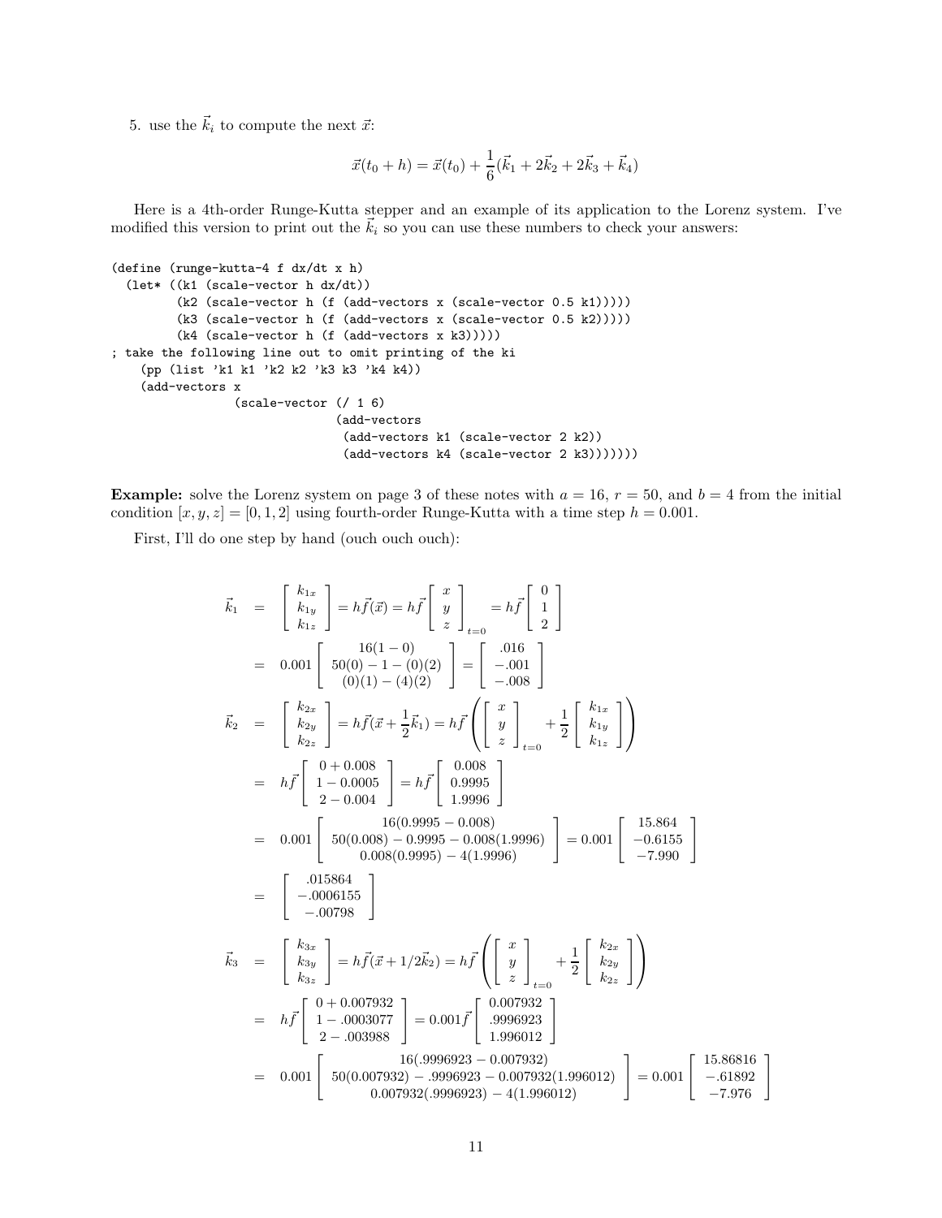5. use the $\vec{k}_i$ to compute the next $\vec{x}$:

$$\vec{x}(t_0 + h) = \vec{x}(t_0) + \frac{1}{6}(\vec{k}_1 + 2\vec{k}_2 + 2\vec{k}_3 + \vec{k}_4)$$

Here is a 4th-order Runge-Kutta stepper and an example of its application to the Lorenz system. I've modified this version to print out the $\vec{k}_i$ so you can use these numbers to check your answers:

```
(define (runge-kutta-4 f dx/dt x h)
  (let* ((k1 (scale-vector h dx/dt))
         (k2 (scale-vector h (f (add-vectors x (scale-vector 0.5 k1)))))
         (k3 (scale-vector h (f (add-vectors x (scale-vector 0.5 k2)))))
         (k4 (scale-vector h (f (add-vectors x k3)))))
; take the following line out to omit printing of the ki
    (pp (list 'k1 k1 'k2 k2 'k3 k3 'k4 k4))
    (add-vectors x
                 (scale-vector (/ 1 6)
                               (add-vectors
                                (add-vectors k1 (scale-vector 2 k2))
                                (add-vectors k4 (scale-vector 2 k3)))))))
```

**Example:** solve the Lorenz system on page 3 of these notes with $a = 16$, $r = 50$, and $b = 4$ from the initial condition $[x, y, z] = [0, 1, 2]$ using fourth-order Runge-Kutta with a time step $h = 0.001$.

First, I'll do one step by hand (ouch ouch ouch):

$$\begin{aligned}
\vec{k}_1 &= \begin{bmatrix} k_{1x} \\ k_{1y} \\ k_{1z} \end{bmatrix} = h\vec{f}(\vec{x}) = h\vec{f}\begin{bmatrix} x \\ y \\ z \end{bmatrix}_{t=0} = h\vec{f}\begin{bmatrix} 0 \\ 1 \\ 2 \end{bmatrix} \\
&= 0.001 \begin{bmatrix} 16(1-0) \\ 50(0) - 1 - (0)(2) \\ (0)(1) - (4)(2) \end{bmatrix} = \begin{bmatrix} .016 \\ -.001 \\ -.008 \end{bmatrix} \\
\vec{k}_2 &= \begin{bmatrix} k_{2x} \\ k_{2y} \\ k_{2z} \end{bmatrix} = h\vec{f}(\vec{x} + \frac{1}{2}\vec{k}_1) = h\vec{f}\left( \begin{bmatrix} x \\ y \\ z \end{bmatrix}_{t=0} + \frac{1}{2}\begin{bmatrix} k_{1x} \\ k_{1y} \\ k_{1z} \end{bmatrix} \right) \\
&= h\vec{f}\begin{bmatrix} 0 + 0.008 \\ 1 - 0.0005 \\ 2 - 0.004 \end{bmatrix} = h\vec{f}\begin{bmatrix} 0.008 \\ 0.9995 \\ 1.9996 \end{bmatrix} \\
&= 0.001 \begin{bmatrix} 16(0.9995 - 0.008) \\ 50(0.008) - 0.9995 - 0.008(1.9996) \\ 0.008(0.9995) - 4(1.9996) \end{bmatrix} = 0.001 \begin{bmatrix} 15.864 \\ -0.6155 \\ -7.990 \end{bmatrix} \\
&= \begin{bmatrix} .015864 \\ -.0006155 \\ -.00798 \end{bmatrix} \\
\vec{k}_3 &= \begin{bmatrix} k_{3x} \\ k_{3y} \\ k_{3z} \end{bmatrix} = h\vec{f}(\vec{x} + 1/2\vec{k}_2) = h\vec{f}\left( \begin{bmatrix} x \\ y \\ z \end{bmatrix}_{t=0} + \frac{1}{2}\begin{bmatrix} k_{2x} \\ k_{2y} \\ k_{2z} \end{bmatrix} \right) \\
&= h\vec{f}\begin{bmatrix} 0 + 0.007932 \\ 1 - .0003077 \\ 2 - .003988 \end{bmatrix} = 0.001\vec{f}\begin{bmatrix} 0.007932 \\ .9996923 \\ 1.996012 \end{bmatrix} \\
&= 0.001 \begin{bmatrix} 16(.9996923 - 0.007932) \\ 50(0.007932) - .9996923 - 0.007932(1.996012) \\ 0.007932(.9996923) - 4(1.996012) \end{bmatrix} = 0.001 \begin{bmatrix} 15.86816 \\ -.61892 \\ -7.976 \end{bmatrix}
\end{aligned}$$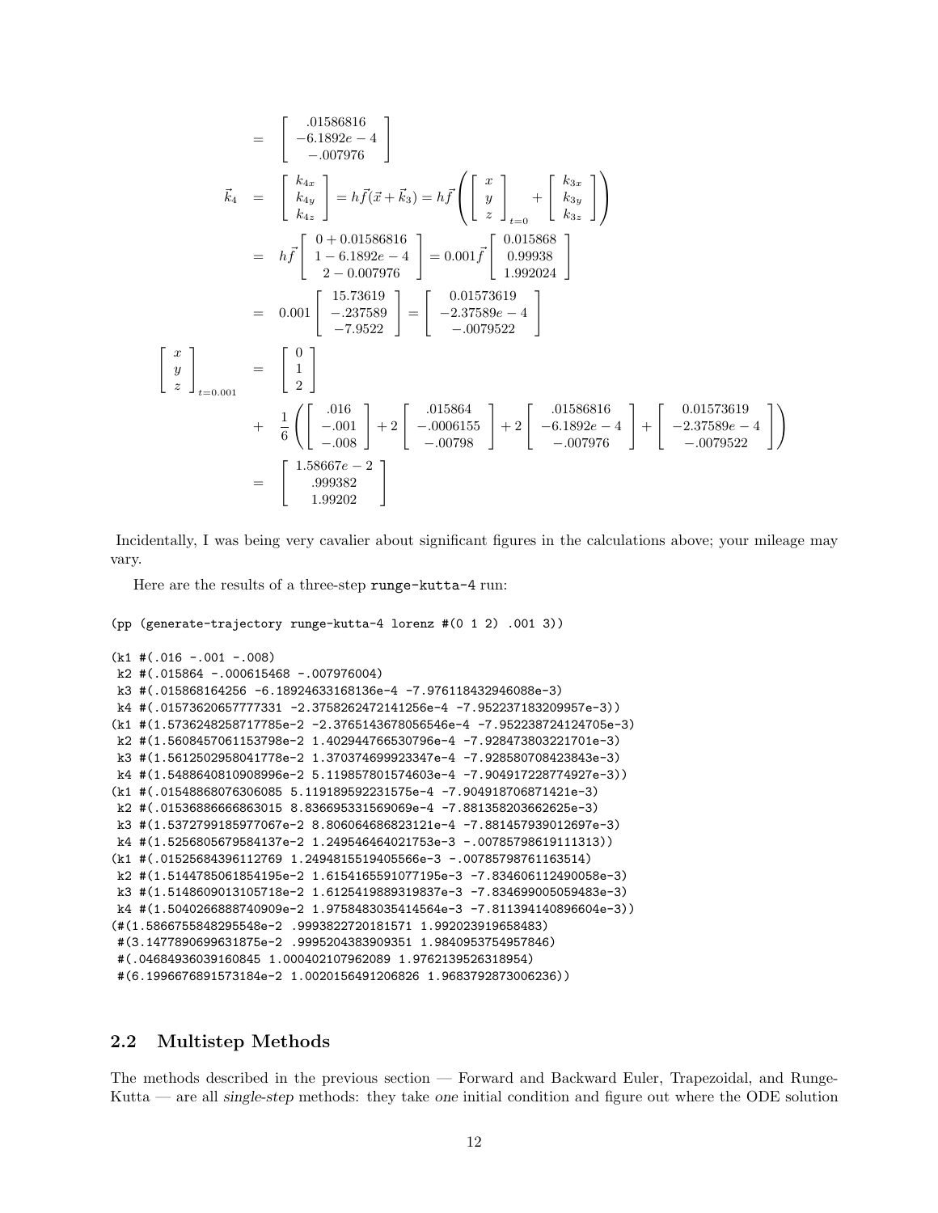$$
\begin{aligned}
&= \begin{bmatrix} .01586816 \\ -6.1892e-4 \\ -.007976 \end{bmatrix} \\
\vec{k}_4 &= \begin{bmatrix} k_{4x} \\ k_{4y} \\ k_{4z} \end{bmatrix} = h\vec{f}(\vec{x}+\vec{k}_3) = h\vec{f}\left( \begin{bmatrix} x \\ y \\ z \end{bmatrix}_{t=0} + \begin{bmatrix} k_{3x} \\ k_{3y} \\ k_{3z} \end{bmatrix} \right) \\
&= h\vec{f} \begin{bmatrix} 0 + 0.01586816 \\ 1 - 6.1892e-4 \\ 2 - 0.007976 \end{bmatrix} = 0.001\vec{f} \begin{bmatrix} 0.015868 \\ 0.99938 \\ 1.992024 \end{bmatrix} \\
&= 0.001 \begin{bmatrix} 15.73619 \\ -.237589 \\ -7.9522 \end{bmatrix} = \begin{bmatrix} 0.01573619 \\ -2.37589e-4 \\ -.0079522 \end{bmatrix} \\
\begin{bmatrix} x \\ y \\ z \end{bmatrix}_{t=0.001} &= \begin{bmatrix} 0 \\ 1 \\ 2 \end{bmatrix} \\
&+ \frac{1}{6}\left( \begin{bmatrix} .016 \\ -.001 \\ -.008 \end{bmatrix} + 2\begin{bmatrix} .015864 \\ -.0006155 \\ -.00798 \end{bmatrix} + 2\begin{bmatrix} .01586816 \\ -6.1892e-4 \\ -.007976 \end{bmatrix} + \begin{bmatrix} 0.01573619 \\ -2.37589e-4 \\ -.0079522 \end{bmatrix} \right) \\
&= \begin{bmatrix} 1.58667e-2 \\ .999382 \\ 1.99202 \end{bmatrix}
\end{aligned}
$$

Incidentally, I was being very cavalier about significant figures in the calculations above; your mileage may vary.

Here are the results of a three-step `runge-kutta-4` run:

```
(pp (generate-trajectory runge-kutta-4 lorenz #(0 1 2) .001 3))

(k1 #(.016 -.001 -.008)
 k2 #(.015864 -.000615468 -.007976004)
 k3 #(.015868164256 -6.18924633168136e-4 -7.976118432946088e-3)
 k4 #(.01573620657777331 -2.3758262472141256e-4 -7.952237183209957e-3))
(k1 #(1.5736248258717785e-2 -2.3765143678056546e-4 -7.952238724124705e-3)
 k2 #(1.5608457061153798e-2 1.402944766530796e-4 -7.928473803221701e-3)
 k3 #(1.5612502958041778e-2 1.370374699923347e-4 -7.928580708423843e-3)
 k4 #(1.5488640810908996e-2 5.119857801574603e-4 -7.904917228774927e-3))
(k1 #(.01548868076306085 5.119189592231575e-4 -7.904918706871421e-3)
 k2 #(.01536886666863015 8.836695331569069e-4 -7.881358203662625e-3)
 k3 #(1.5372799185977067e-2 8.806064686823121e-4 -7.881457939012697e-3)
 k4 #(1.5256805679584137e-2 1.249546464021753e-3 -.00785798619111313))
(k1 #(.01525684396112769 1.2494815519405566e-3 -.00785798761163514)
 k2 #(1.5144785061854195e-2 1.6154165591077195e-3 -7.834606112490058e-3)
 k3 #(1.5148609013105718e-2 1.6125419889319837e-3 -7.834699005059483e-3)
 k4 #(1.5040266888740909e-2 1.9758483035414564e-3 -7.811394140896604e-3))
(#(1.5866755848295548e-2 .9993822720181571 1.992023919658483)
 #(3.1477890699631875e-2 .9995204383909351 1.9840953754957846)
 #(.04684936039160845 1.000402107962089 1.9762139526318954)
 #(6.1996676891573184e-2 1.0020156491206826 1.9683792873006236))
```

## 2.2 Multistep Methods

The methods described in the previous section — Forward and Backward Euler, Trapezoidal, and Runge-Kutta — are all *single-step* methods: they take *one* initial condition and figure out where the ODE solution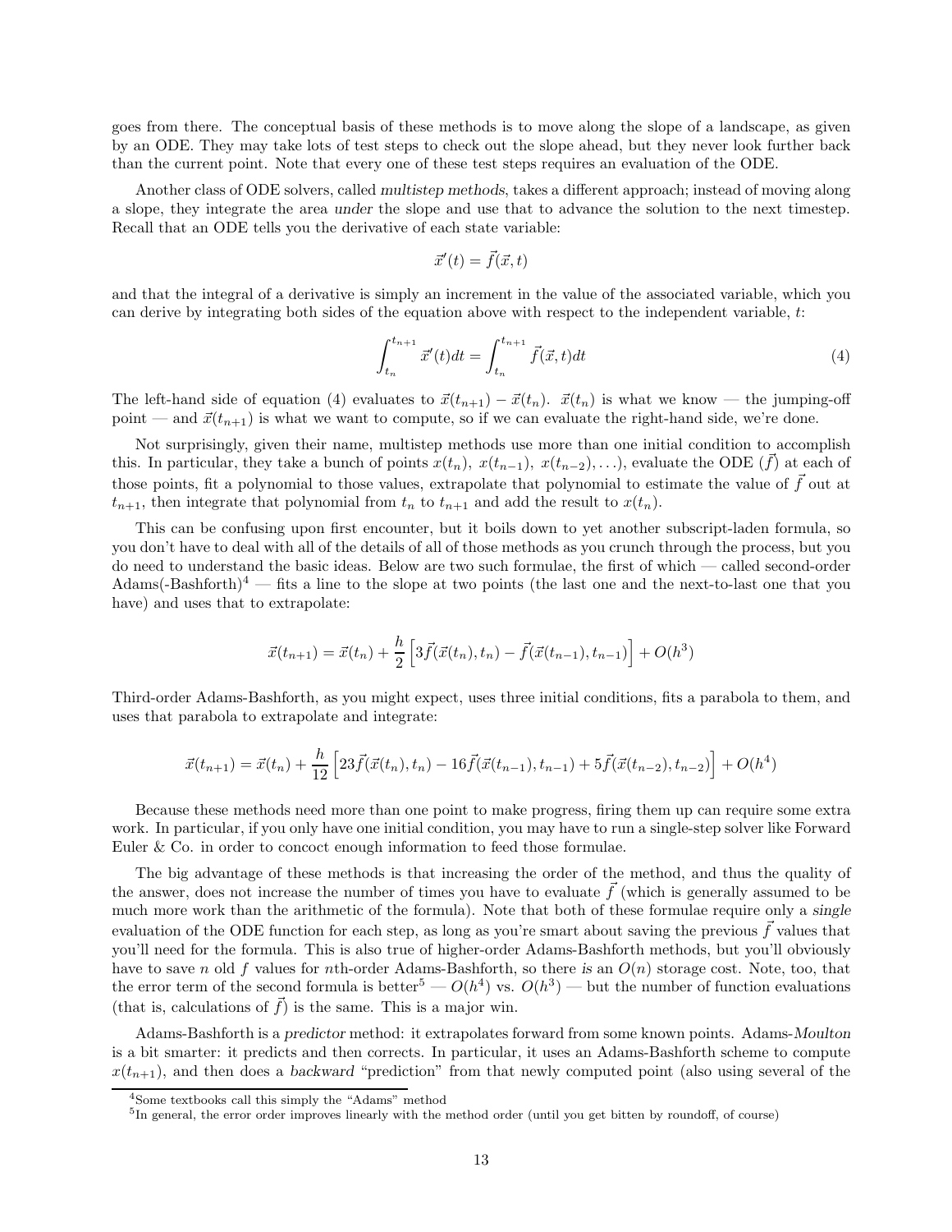goes from there. The conceptual basis of these methods is to move along the slope of a landscape, as given by an ODE. They may take lots of test steps to check out the slope ahead, but they never look further back than the current point. Note that every one of these test steps requires an evaluation of the ODE.

Another class of ODE solvers, called *multistep methods*, takes a different approach; instead of moving along a slope, they integrate the area *under* the slope and use that to advance the solution to the next timestep. Recall that an ODE tells you the derivative of each state variable:

$$\vec{x}'(t) = \vec{f}(\vec{x}, t)$$

and that the integral of a derivative is simply an increment in the value of the associated variable, which you can derive by integrating both sides of the equation above with respect to the independent variable, $t$:

$$\int_{t_n}^{t_{n+1}} \vec{x}'(t)dt = \int_{t_n}^{t_{n+1}} \vec{f}(\vec{x}, t)dt \tag{4}$$

The left-hand side of equation (4) evaluates to $\vec{x}(t_{n+1}) - \vec{x}(t_n)$. $\vec{x}(t_n)$ is what we know — the jumping-off point — and $\vec{x}(t_{n+1})$ is what we want to compute, so if we can evaluate the right-hand side, we're done.

Not surprisingly, given their name, multistep methods use more than one initial condition to accomplish this. In particular, they take a bunch of points $x(t_n),\ x(t_{n-1}),\ x(t_{n-2}), \ldots$), evaluate the ODE ($\vec{f}$) at each of those points, fit a polynomial to those values, extrapolate that polynomial to estimate the value of $\vec{f}$ out at $t_{n+1}$, then integrate that polynomial from $t_n$ to $t_{n+1}$ and add the result to $x(t_n)$.

This can be confusing upon first encounter, but it boils down to yet another subscript-laden formula, so you don't have to deal with all of the details of all of those methods as you crunch through the process, but you do need to understand the basic ideas. Below are two such formulae, the first of which — called second-order Adams(-Bashforth)[4] — fits a line to the slope at two points (the last one and the next-to-last one that you have) and uses that to extrapolate:

$$\vec{x}(t_{n+1}) = \vec{x}(t_n) + \frac{h}{2}\left[3\vec{f}(\vec{x}(t_n), t_n) - \vec{f}(\vec{x}(t_{n-1}), t_{n-1})\right] + O(h^3)$$

Third-order Adams-Bashforth, as you might expect, uses three initial conditions, fits a parabola to them, and uses that parabola to extrapolate and integrate:

$$\vec{x}(t_{n+1}) = \vec{x}(t_n) + \frac{h}{12}\left[23\vec{f}(\vec{x}(t_n), t_n) - 16\vec{f}(\vec{x}(t_{n-1}), t_{n-1}) + 5\vec{f}(\vec{x}(t_{n-2}), t_{n-2})\right] + O(h^4)$$

Because these methods need more than one point to make progress, firing them up can require some extra work. In particular, if you only have one initial condition, you may have to run a single-step solver like Forward Euler & Co. in order to concoct enough information to feed those formulae.

The big advantage of these methods is that increasing the order of the method, and thus the quality of the answer, does not increase the number of times you have to evaluate $\vec{f}$ (which is generally assumed to be much more work than the arithmetic of the formula). Note that both of these formulae require only a *single* evaluation of the ODE function for each step, as long as you're smart about saving the previous $\vec{f}$ values that you'll need for the formula. This is also true of higher-order Adams-Bashforth methods, but you'll obviously have to save $n$ old $f$ values for $n$th-order Adams-Bashforth, so there *is* an $O(n)$ storage cost. Note, too, that the error term of the second formula is better[5] — $O(h^4)$ vs. $O(h^3)$ — but the number of function evaluations (that is, calculations of $\vec{f}$) is the same. This is a major win.

Adams-Bashforth is a *predictor* method: it extrapolates forward from some known points. Adams-*Moulton* is a bit smarter: it predicts and then corrects. In particular, it uses an Adams-Bashforth scheme to compute $x(t_{n+1})$, and then does a *backward* "prediction" from that newly computed point (also using several of the

---

[4] Some textbooks call this simply the "Adams" method

[5] In general, the error order improves linearly with the method order (until you get bitten by roundoff, of course)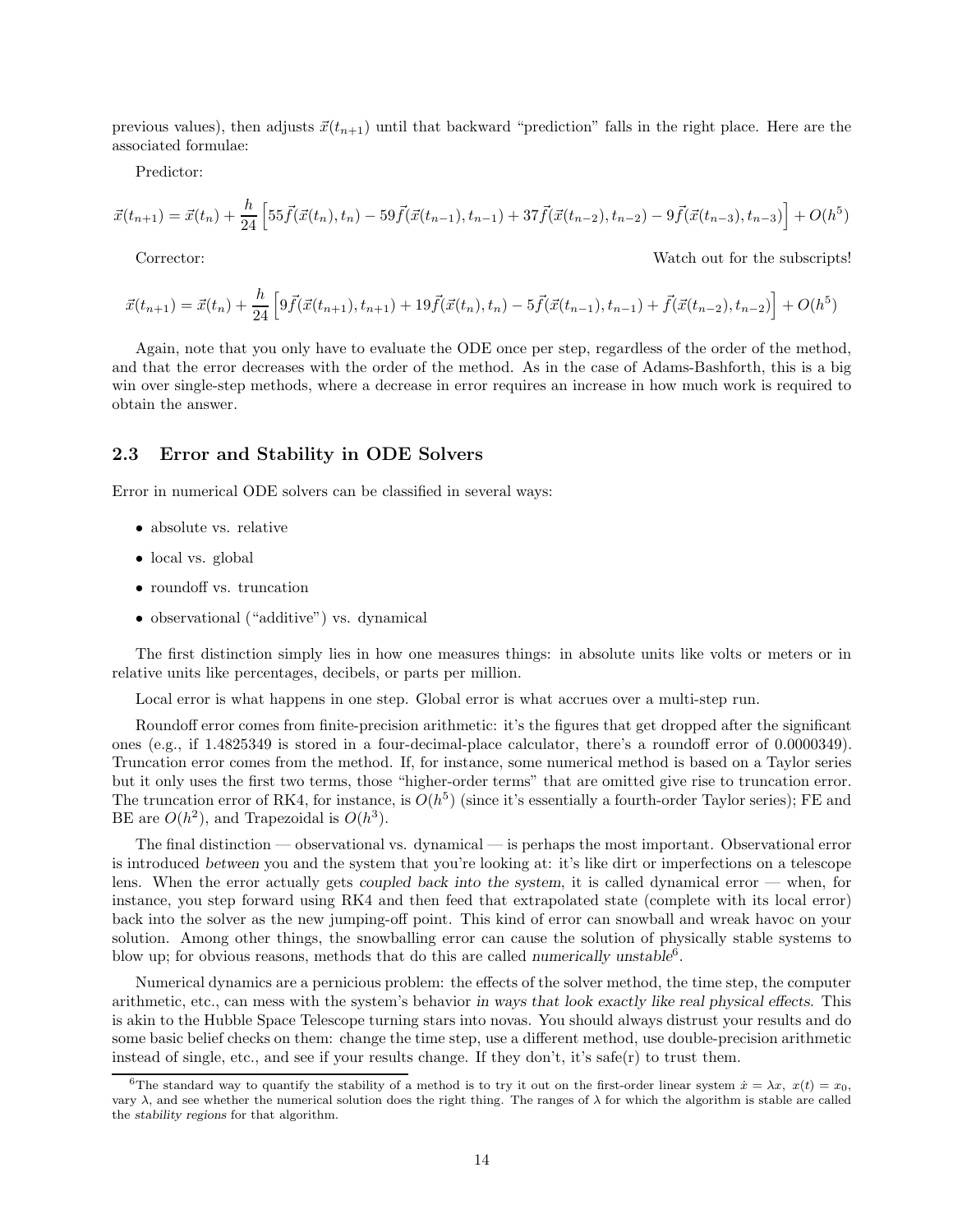previous values), then adjusts $\vec{x}(t_{n+1})$ until that backward "prediction" falls in the right place. Here are the associated formulae:

Predictor:

$$\vec{x}(t_{n+1}) = \vec{x}(t_n) + \frac{h}{24}\left[55\vec{f}(\vec{x}(t_n), t_n) - 59\vec{f}(\vec{x}(t_{n-1}), t_{n-1}) + 37\vec{f}(\vec{x}(t_{n-2}), t_{n-2}) - 9\vec{f}(\vec{x}(t_{n-3}), t_{n-3})\right] + O(h^5)$$

Corrector: Watch out for the subscripts!

$$\vec{x}(t_{n+1}) = \vec{x}(t_n) + \frac{h}{24}\left[9\vec{f}(\vec{x}(t_{n+1}), t_{n+1}) + 19\vec{f}(\vec{x}(t_n), t_n) - 5\vec{f}(\vec{x}(t_{n-1}), t_{n-1}) + \vec{f}(\vec{x}(t_{n-2}), t_{n-2})\right] + O(h^5)$$

Again, note that you only have to evaluate the ODE once per step, regardless of the order of the method, and that the error decreases with the order of the method. As in the case of Adams-Bashforth, this is a big win over single-step methods, where a decrease in error requires an increase in how much work is required to obtain the answer.

## 2.3 Error and Stability in ODE Solvers

Error in numerical ODE solvers can be classified in several ways:

- absolute vs. relative
- local vs. global
- roundoff vs. truncation
- observational ("additive") vs. dynamical

The first distinction simply lies in how one measures things: in absolute units like volts or meters or in relative units like percentages, decibels, or parts per million.

Local error is what happens in one step. Global error is what accrues over a multi-step run.

Roundoff error comes from finite-precision arithmetic: it's the figures that get dropped after the significant ones (e.g., if 1.4825349 is stored in a four-decimal-place calculator, there's a roundoff error of 0.0000349). Truncation error comes from the method. If, for instance, some numerical method is based on a Taylor series but it only uses the first two terms, those "higher-order terms" that are omitted give rise to truncation error. The truncation error of RK4, for instance, is $O(h^5)$ (since it's essentially a fourth-order Taylor series); FE and BE are $O(h^2)$, and Trapezoidal is $O(h^3)$.

The final distinction — observational vs. dynamical — is perhaps the most important. Observational error is introduced *between* you and the system that you're looking at: it's like dirt or imperfections on a telescope lens. When the error actually gets *coupled back into the system*, it is called dynamical error — when, for instance, you step forward using RK4 and then feed that extrapolated state (complete with its local error) back into the solver as the new jumping-off point. This kind of error can snowball and wreak havoc on your solution. Among other things, the snowballing error can cause the solution of physically stable systems to blow up; for obvious reasons, methods that do this are called *numerically unstable*[6].

Numerical dynamics are a pernicious problem: the effects of the solver method, the time step, the computer arithmetic, etc., can mess with the system's behavior *in ways that look exactly like real physical effects*. This is akin to the Hubble Space Telescope turning stars into novas. You should always distrust your results and do some basic belief checks on them: change the time step, use a different method, use double-precision arithmetic instead of single, etc., and see if your results change. If they don't, it's safe(r) to trust them.

[6] The standard way to quantify the stability of a method is to try it out on the first-order linear system $\dot{x} = \lambda x,\ x(t) = x_0$, vary $\lambda$, and see whether the numerical solution does the right thing. The ranges of $\lambda$ for which the algorithm is stable are called the *stability regions* for that algorithm.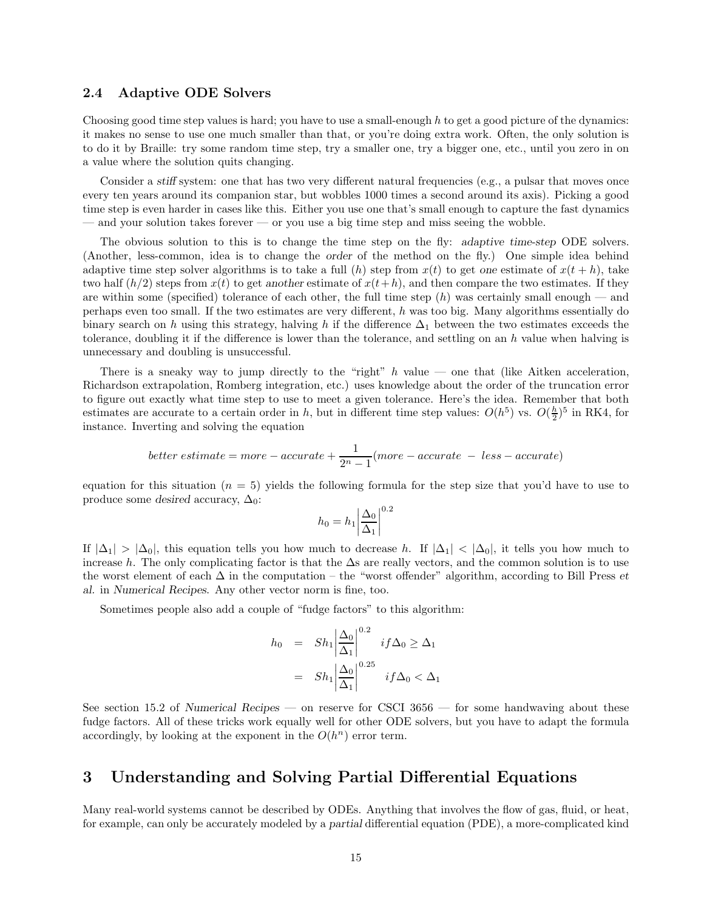### 2.4 Adaptive ODE Solvers

Choosing good time step values is hard; you have to use a small-enough $h$ to get a good picture of the dynamics: it makes no sense to use one much smaller than that, or you're doing extra work. Often, the only solution is to do it by Braille: try some random time step, try a smaller one, try a bigger one, etc., until you zero in on a value where the solution quits changing.

Consider a *stiff* system: one that has two very different natural frequencies (e.g., a pulsar that moves once every ten years around its companion star, but wobbles 1000 times a second around its axis). Picking a good time step is even harder in cases like this. Either you use one that's small enough to capture the fast dynamics — and your solution takes forever — or you use a big time step and miss seeing the wobble.

The obvious solution to this is to change the time step on the fly: *adaptive time-step* ODE solvers. (Another, less-common, idea is to change the *order* of the method on the fly.) One simple idea behind adaptive time step solver algorithms is to take a full ($h$) step from $x(t)$ to get *one* estimate of $x(t+h)$, take two half ($h/2$) steps from $x(t)$ to get *another* estimate of $x(t+h)$, and then compare the two estimates. If they are within some (specified) tolerance of each other, the full time step ($h$) was certainly small enough — and perhaps even too small. If the two estimates are very different, $h$ was too big. Many algorithms essentially do binary search on $h$ using this strategy, halving $h$ if the difference $\Delta_1$ between the two estimates exceeds the tolerance, doubling it if the difference is lower than the tolerance, and settling on an $h$ value when halving is unnecessary and doubling is unsuccessful.

There is a sneaky way to jump directly to the "right" $h$ value — one that (like Aitken acceleration, Richardson extrapolation, Romberg integration, etc.) uses knowledge about the order of the truncation error to figure out exactly what time step to use to meet a given tolerance. Here's the idea. Remember that both estimates are accurate to a certain order in $h$, but in different time step values: $O(h^5)$ vs. $O(\frac{h}{2})^5$ in RK4, for instance. Inverting and solving the equation

$$better\ estimate = more-accurate + \frac{1}{2^n - 1}(more-accurate\ -\ less-accurate)$$

equation for this situation ($n = 5$) yields the following formula for the step size that you'd have to use to produce some *desired* accuracy, $\Delta_0$:

$$h_0 = h_1 \left| \frac{\Delta_0}{\Delta_1} \right|^{0.2}$$

If $|\Delta_1| > |\Delta_0|$, this equation tells you how much to decrease $h$. If $|\Delta_1| < |\Delta_0|$, it tells you how much to increase $h$. The only complicating factor is that the $\Delta$s are really vectors, and the common solution is to use the worst element of each $\Delta$ in the computation – the "worst offender" algorithm, according to Bill Press *et al.* in *Numerical Recipes*. Any other vector norm is fine, too.

Sometimes people also add a couple of "fudge factors" to this algorithm:

$$\begin{aligned} h_0 &= Sh_1 \left| \frac{\Delta_0}{\Delta_1} \right|^{0.2} \quad if \Delta_0 \geq \Delta_1 \\ &= Sh_1 \left| \frac{\Delta_0}{\Delta_1} \right|^{0.25} \quad if \Delta_0 < \Delta_1 \end{aligned}$$

See section 15.2 of *Numerical Recipes* — on reserve for CSCI 3656 — for some handwaving about these fudge factors. All of these tricks work equally well for other ODE solvers, but you have to adapt the formula accordingly, by looking at the exponent in the $O(h^n)$ error term.

## 3 Understanding and Solving Partial Differential Equations

Many real-world systems cannot be described by ODEs. Anything that involves the flow of gas, fluid, or heat, for example, can only be accurately modeled by a *partial* differential equation (PDE), a more-complicated kind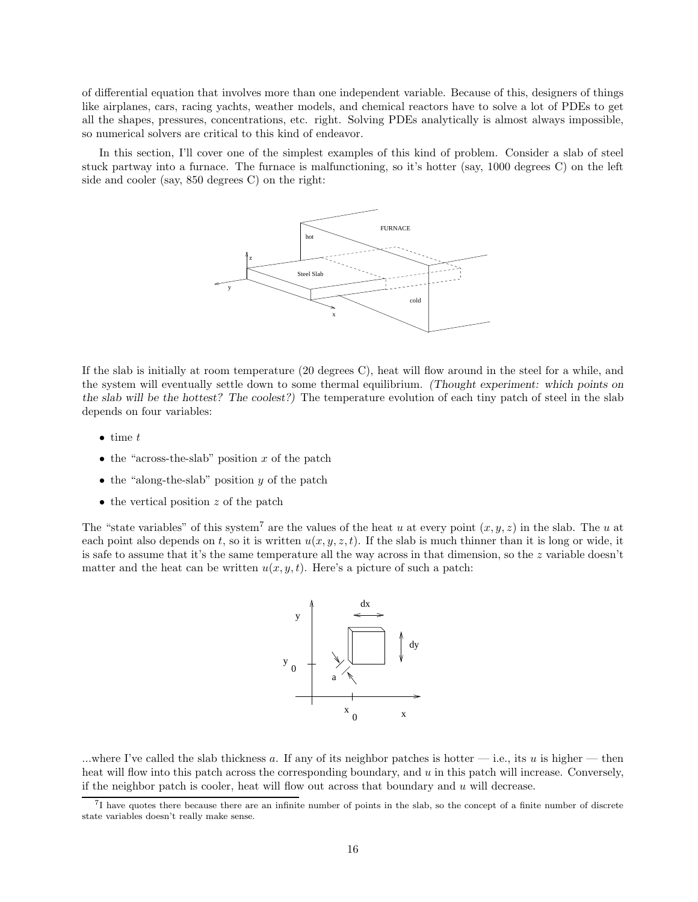of differential equation that involves more than one independent variable. Because of this, designers of things like airplanes, cars, racing yachts, weather models, and chemical reactors have to solve a lot of PDEs to get all the shapes, pressures, concentrations, etc. right. Solving PDEs analytically is almost always impossible, so numerical solvers are critical to this kind of endeavor.

In this section, I'll cover one of the simplest examples of this kind of problem. Consider a slab of steel stuck partway into a furnace. The furnace is malfunctioning, so it's hotter (say, 1000 degrees C) on the left side and cooler (say, 850 degrees C) on the right:

If the slab is initially at room temperature (20 degrees C), heat will flow around in the steel for a while, and the system will eventually settle down to some thermal equilibrium. *(Thought experiment: which points on the slab will be the hottest? The coolest?)* The temperature evolution of each tiny patch of steel in the slab depends on four variables:

- time $t$
- the "across-the-slab" position $x$ of the patch
- the "along-the-slab" position $y$ of the patch
- the vertical position $z$ of the patch

The "state variables" of this system[7] are the values of the heat $u$ at every point $(x, y, z)$ in the slab. The $u$ at each point also depends on $t$, so it is written $u(x, y, z, t)$. If the slab is much thinner than it is long or wide, it is safe to assume that it's the same temperature all the way across in that dimension, so the $z$ variable doesn't matter and the heat can be written $u(x, y, t)$. Here's a picture of such a patch:

...where I've called the slab thickness $a$. If any of its neighbor patches is hotter — i.e., its $u$ is higher — then heat will flow into this patch across the corresponding boundary, and $u$ in this patch will increase. Conversely, if the neighbor patch is cooler, heat will flow out across that boundary and $u$ will decrease.

[7] I have quotes there because there are an infinite number of points in the slab, so the concept of a finite number of discrete state variables doesn't really make sense.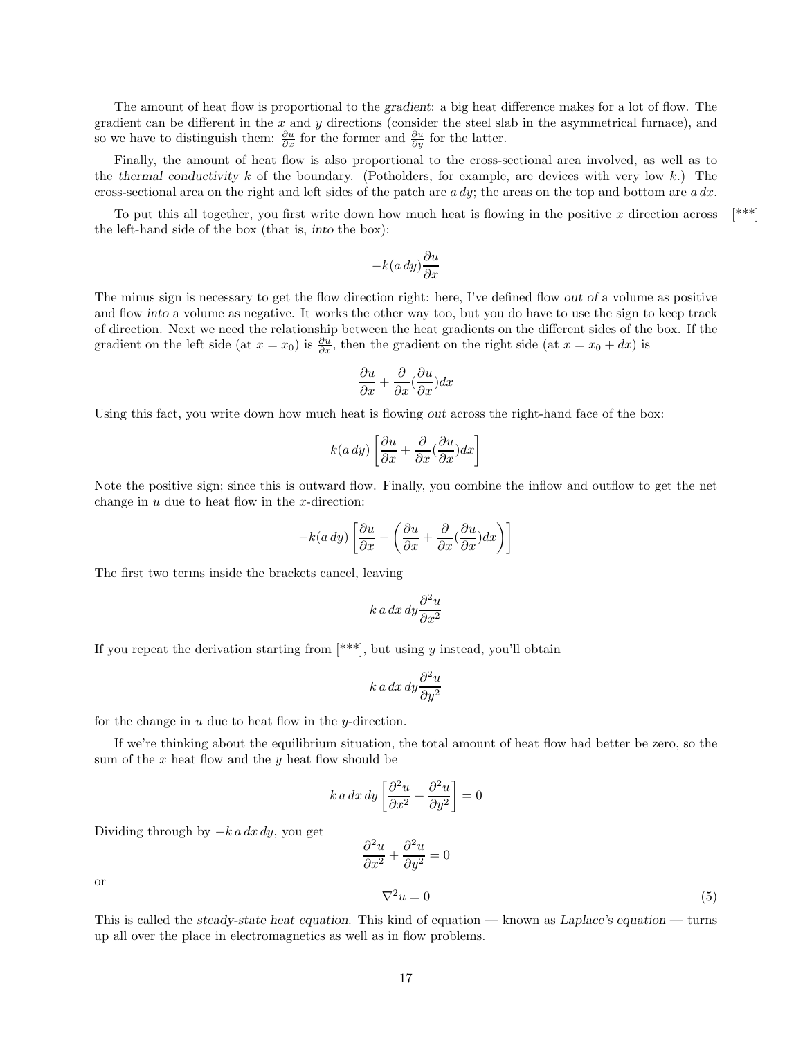The amount of heat flow is proportional to the *gradient*: a big heat difference makes for a lot of flow. The gradient can be different in the $x$ and $y$ directions (consider the steel slab in the asymmetrical furnace), and so we have to distinguish them: $\frac{\partial u}{\partial x}$ for the former and $\frac{\partial u}{\partial y}$ for the latter.

Finally, the amount of heat flow is also proportional to the cross-sectional area involved, as well as to the *thermal conductivity* $k$ of the boundary. (Potholders, for example, are devices with very low $k$.) The cross-sectional area on the right and left sides of the patch are $a\,dy$; the areas on the top and bottom are $a\,dx$.

To put this all together, you first write down how much heat is flowing in the positive $x$ direction across the left-hand side of the box (that is, *into* the box): [***]

$$-k(a\,dy)\frac{\partial u}{\partial x}$$

The minus sign is necessary to get the flow direction right: here, I've defined flow *out of* a volume as positive and flow *into* a volume as negative. It works the other way too, but you do have to use the sign to keep track of direction. Next we need the relationship between the heat gradients on the different sides of the box. If the gradient on the left side (at $x = x_0$) is $\frac{\partial u}{\partial x}$, then the gradient on the right side (at $x = x_0 + dx$) is

$$\frac{\partial u}{\partial x} + \frac{\partial}{\partial x}(\frac{\partial u}{\partial x})dx$$

Using this fact, you write down how much heat is flowing *out* across the right-hand face of the box:

$$k(a\,dy)\left[\frac{\partial u}{\partial x} + \frac{\partial}{\partial x}(\frac{\partial u}{\partial x})dx\right]$$

Note the positive sign; since this is outward flow. Finally, you combine the inflow and outflow to get the net change in $u$ due to heat flow in the $x$-direction:

$$-k(a\,dy)\left[\frac{\partial u}{\partial x} - \left(\frac{\partial u}{\partial x} + \frac{\partial}{\partial x}(\frac{\partial u}{\partial x})dx\right)\right]$$

The first two terms inside the brackets cancel, leaving

$$k\,a\,dx\,dy\frac{\partial^2 u}{\partial x^2}$$

If you repeat the derivation starting from [***], but using $y$ instead, you'll obtain

$$k\,a\,dx\,dy\frac{\partial^2 u}{\partial y^2}$$

for the change in $u$ due to heat flow in the $y$-direction.

If we're thinking about the equilibrium situation, the total amount of heat flow had better be zero, so the sum of the $x$ heat flow and the $y$ heat flow should be

$$k\,a\,dx\,dy\left[\frac{\partial^2 u}{\partial x^2} + \frac{\partial^2 u}{\partial y^2}\right] = 0$$

Dividing through by $-k\,a\,dx\,dy$, you get

$$\frac{\partial^2 u}{\partial x^2} + \frac{\partial^2 u}{\partial y^2} = 0$$

or

$$\nabla^2 u = 0 \tag{5}$$

This is called the *steady-state heat equation*. This kind of equation — known as *Laplace's equation* — turns up all over the place in electromagnetics as well as in flow problems.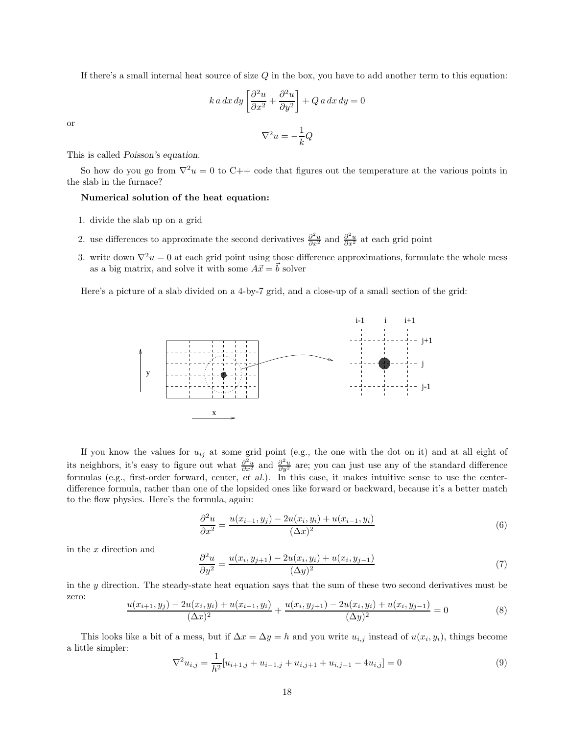If there's a small internal heat source of size $Q$ in the box, you have to add another term to this equation:

$$k\, a\, dx\, dy \left[ \frac{\partial^2 u}{\partial x^2} + \frac{\partial^2 u}{\partial y^2} \right] + Q\, a\, dx\, dy = 0$$

or

$$\nabla^2 u = -\frac{1}{k} Q$$

This is called *Poisson's equation*.

So how do you go from $\nabla^2 u = 0$ to C++ code that figures out the temperature at the various points in the slab in the furnace?

**Numerical solution of the heat equation:**

1. divide the slab up on a grid
2. use differences to approximate the second derivatives $\frac{\partial^2 u}{\partial x^2}$ and $\frac{\partial^2 u}{\partial x^2}$ at each grid point
3. write down $\nabla^2 u = 0$ at each grid point using those difference approximations, formulate the whole mess as a big matrix, and solve it with some $A\vec{x} = \vec{b}$ solver

Here's a picture of a slab divided on a 4-by-7 grid, and a close-up of a small section of the grid:

If you know the values for $u_{ij}$ at some grid point (e.g., the one with the dot on it) and at all eight of its neighbors, it's easy to figure out what $\frac{\partial^2 u}{\partial x^2}$ and $\frac{\partial^2 u}{\partial y^2}$ are; you can just use any of the standard difference formulas (e.g., first-order forward, center, *et al.*). In this case, it makes intuitive sense to use the center-difference formula, rather than one of the lopsided ones like forward or backward, because it's a better match to the flow physics. Here's the formula, again:

$$\frac{\partial^2 u}{\partial x^2} = \frac{u(x_{i+1}, y_j) - 2u(x_i, y_i) + u(x_{i-1}, y_i)}{(\Delta x)^2} \tag{6}$$

in the $x$ direction and

$$\frac{\partial^2 u}{\partial y^2} = \frac{u(x_i, y_{j+1}) - 2u(x_i, y_i) + u(x_i, y_{j-1})}{(\Delta y)^2} \tag{7}$$

in the $y$ direction. The steady-state heat equation says that the sum of these two second derivatives must be zero:

$$\frac{u(x_{i+1}, y_j) - 2u(x_i, y_i) + u(x_{i-1}, y_i)}{(\Delta x)^2} + \frac{u(x_i, y_{j+1}) - 2u(x_i, y_i) + u(x_i, y_{j-1})}{(\Delta y)^2} = 0 \tag{8}$$

This looks like a bit of a mess, but if $\Delta x = \Delta y = h$ and you write $u_{i,j}$ instead of $u(x_i, y_i)$, things become a little simpler:

$$\nabla^2 u_{i,j} = \frac{1}{h^2}[u_{i+1,j} + u_{i-1,j} + u_{i,j+1} + u_{i,j-1} - 4u_{i,j}] = 0 \tag{9}$$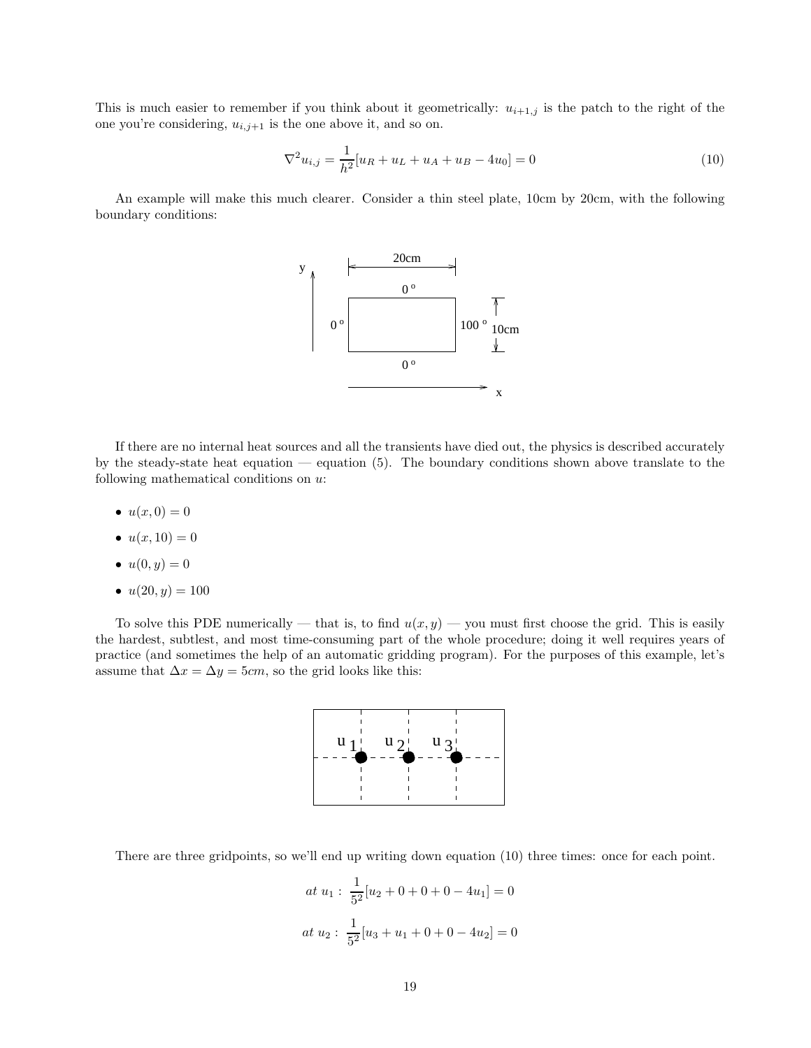This is much easier to remember if you think about it geometrically: $u_{i+1,j}$ is the patch to the right of the one you're considering, $u_{i,j+1}$ is the one above it, and so on.

$$\nabla^2 u_{i,j} = \frac{1}{h^2}[u_R + u_L + u_A + u_B - 4u_0] = 0 \tag{10}$$

An example will make this much clearer. Consider a thin steel plate, 10cm by 20cm, with the following boundary conditions:

If there are no internal heat sources and all the transients have died out, the physics is described accurately by the steady-state heat equation — equation (5). The boundary conditions shown above translate to the following mathematical conditions on $u$:

- $u(x, 0) = 0$
- $u(x, 10) = 0$
- $u(0, y) = 0$
- $u(20, y) = 100$

To solve this PDE numerically — that is, to find $u(x, y)$ — you must first choose the grid. This is easily the hardest, subtlest, and most time-consuming part of the whole procedure; doing it well requires years of practice (and sometimes the help of an automatic gridding program). For the purposes of this example, let's assume that $\Delta x = \Delta y = 5cm$, so the grid looks like this:

There are three gridpoints, so we'll end up writing down equation (10) three times: once for each point.

$$at\ u_1: \ \frac{1}{5^2}[u_2 + 0 + 0 + 0 - 4u_1] = 0$$

$$at\ u_2: \ \frac{1}{5^2}[u_3 + u_1 + 0 + 0 - 4u_2] = 0$$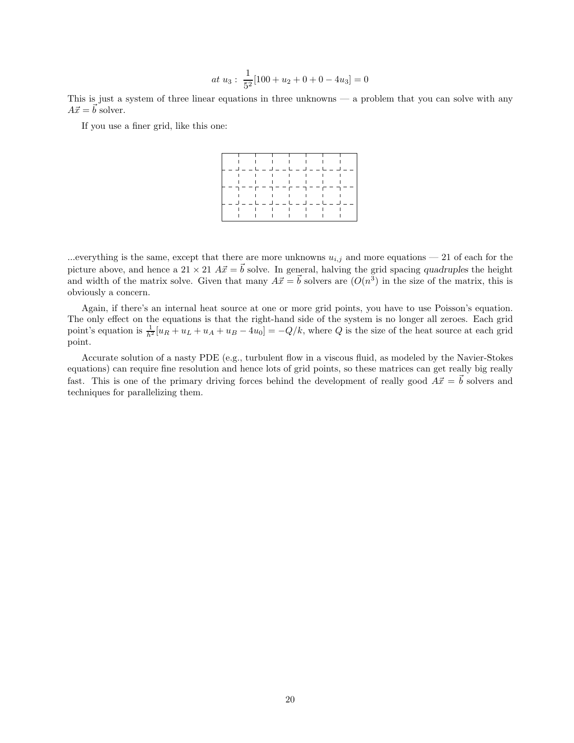$$at\ u_3:\ \frac{1}{5^2}[100 + u_2 + 0 + 0 - 4u_3] = 0$$

This is just a system of three linear equations in three unknowns — a problem that you can solve with any $A\vec{x} = \vec{b}$ solver.

If you use a finer grid, like this one:

...everything is the same, except that there are more unknowns $u_{i,j}$ and more equations — 21 of each for the picture above, and hence a $21 \times 21$ $A\vec{x} = \vec{b}$ solve. In general, halving the grid spacing *quadruples* the height and width of the matrix solve. Given that many $A\vec{x} = \vec{b}$ solvers are ($O(n^3)$ in the size of the matrix, this is obviously a concern.

Again, if there's an internal heat source at one or more grid points, you have to use Poisson's equation. The only effect on the equations is that the right-hand side of the system is no longer all zeroes. Each grid point's equation is $\frac{1}{h^2}[u_R + u_L + u_A + u_B - 4u_0] = -Q/k$, where $Q$ is the size of the heat source at each grid point.

Accurate solution of a nasty PDE (e.g., turbulent flow in a viscous fluid, as modeled by the Navier-Stokes equations) can require fine resolution and hence lots of grid points, so these matrices can get really big really fast. This is one of the primary driving forces behind the development of really good $A\vec{x} = \vec{b}$ solvers and techniques for parallelizing them.